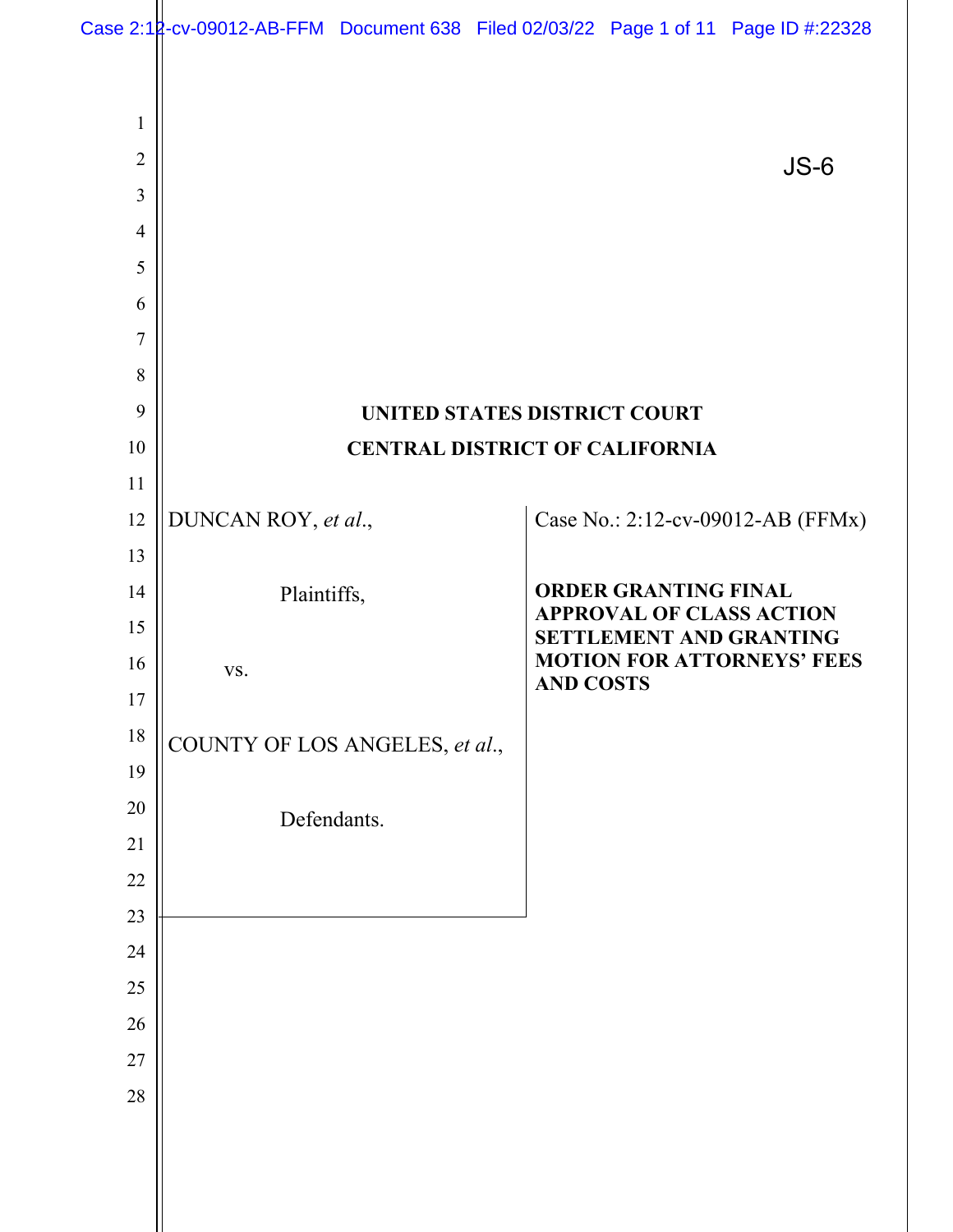JS-6

**UNITED STATES DISTRICT COURT**

**CENTRAL DISTRICT OF CALIFORNIA**

| | |
|---|---|
| DUNCAN ROY, *et al.*,<br><br>Plaintiffs,<br><br>vs.<br><br>COUNTY OF LOS ANGELES, *et al.*,<br><br>Defendants. | Case No.: 2:12-cv-09012-AB (FFMx)<br><br>**ORDER GRANTING FINAL APPROVAL OF CLASS ACTION SETTLEMENT AND GRANTING MOTION FOR ATTORNEYS' FEES AND COSTS** |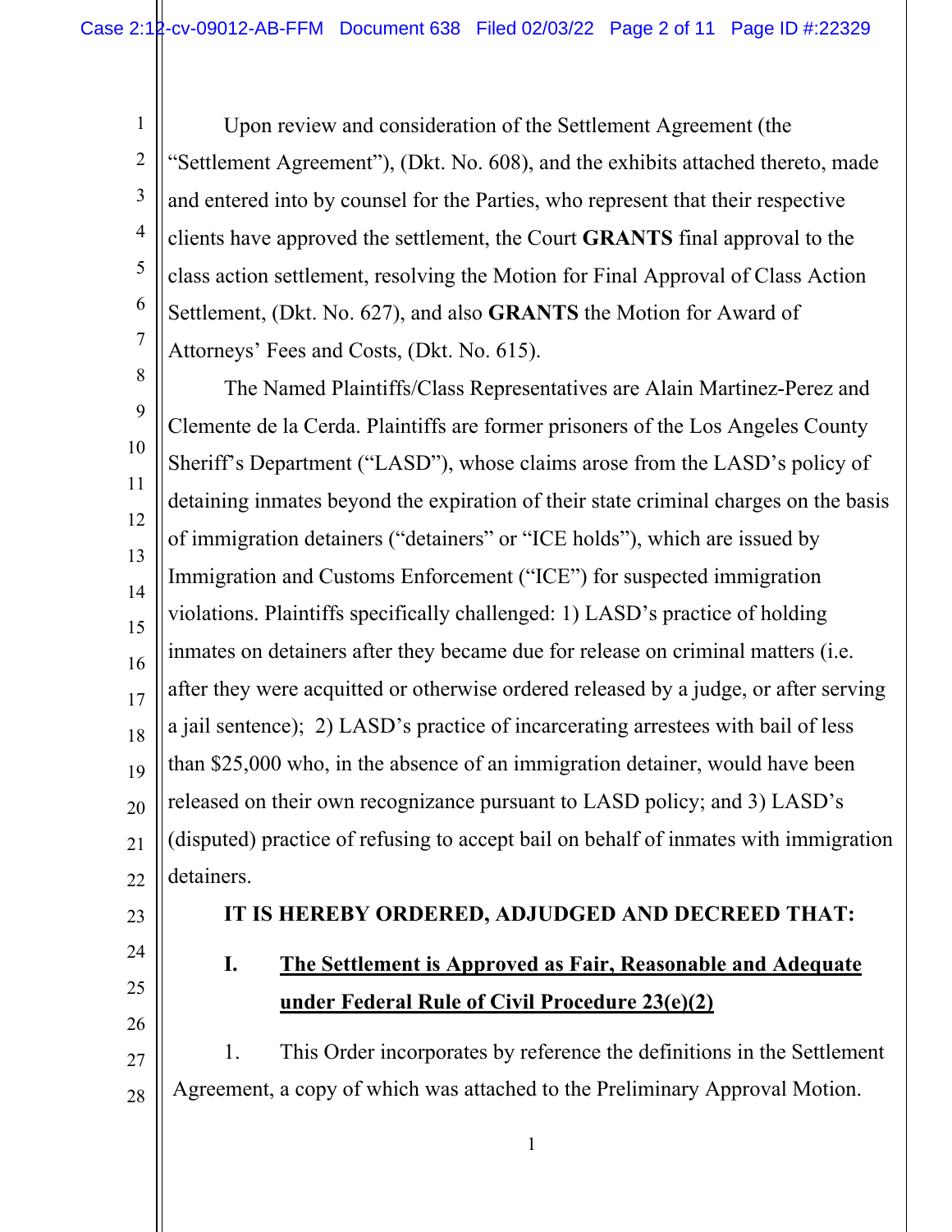Upon review and consideration of the Settlement Agreement (the "Settlement Agreement"), (Dkt. No. 608), and the exhibits attached thereto, made and entered into by counsel for the Parties, who represent that their respective clients have approved the settlement, the Court **GRANTS** final approval to the class action settlement, resolving the Motion for Final Approval of Class Action Settlement, (Dkt. No. 627), and also **GRANTS** the Motion for Award of Attorneys' Fees and Costs, (Dkt. No. 615).

The Named Plaintiffs/Class Representatives are Alain Martinez-Perez and Clemente de la Cerda. Plaintiffs are former prisoners of the Los Angeles County Sheriff's Department ("LASD"), whose claims arose from the LASD's policy of detaining inmates beyond the expiration of their state criminal charges on the basis of immigration detainers ("detainers" or "ICE holds"), which are issued by Immigration and Customs Enforcement ("ICE") for suspected immigration violations. Plaintiffs specifically challenged: 1) LASD's practice of holding inmates on detainers after they became due for release on criminal matters (i.e. after they were acquitted or otherwise ordered released by a judge, or after serving a jail sentence); 2) LASD's practice of incarcerating arrestees with bail of less than $25,000 who, in the absence of an immigration detainer, would have been released on their own recognizance pursuant to LASD policy; and 3) LASD's (disputed) practice of refusing to accept bail on behalf of inmates with immigration detainers.

**IT IS HEREBY ORDERED, ADJUDGED AND DECREED THAT:**

## I. The Settlement is Approved as Fair, Reasonable and Adequate under Federal Rule of Civil Procedure 23(e)(2)

1. This Order incorporates by reference the definitions in the Settlement Agreement, a copy of which was attached to the Preliminary Approval Motion.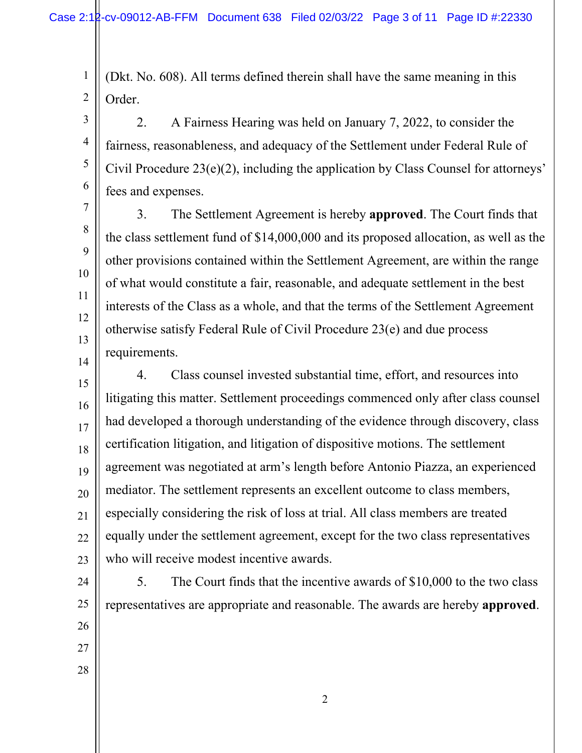(Dkt. No. 608). All terms defined therein shall have the same meaning in this Order.

2. A Fairness Hearing was held on January 7, 2022, to consider the fairness, reasonableness, and adequacy of the Settlement under Federal Rule of Civil Procedure 23(e)(2), including the application by Class Counsel for attorneys' fees and expenses.

3. The Settlement Agreement is hereby **approved**. The Court finds that the class settlement fund of $14,000,000 and its proposed allocation, as well as the other provisions contained within the Settlement Agreement, are within the range of what would constitute a fair, reasonable, and adequate settlement in the best interests of the Class as a whole, and that the terms of the Settlement Agreement otherwise satisfy Federal Rule of Civil Procedure 23(e) and due process requirements.

4. Class counsel invested substantial time, effort, and resources into litigating this matter. Settlement proceedings commenced only after class counsel had developed a thorough understanding of the evidence through discovery, class certification litigation, and litigation of dispositive motions. The settlement agreement was negotiated at arm's length before Antonio Piazza, an experienced mediator. The settlement represents an excellent outcome to class members, especially considering the risk of loss at trial. All class members are treated equally under the settlement agreement, except for the two class representatives who will receive modest incentive awards.

5. The Court finds that the incentive awards of $10,000 to the two class representatives are appropriate and reasonable. The awards are hereby **approved**.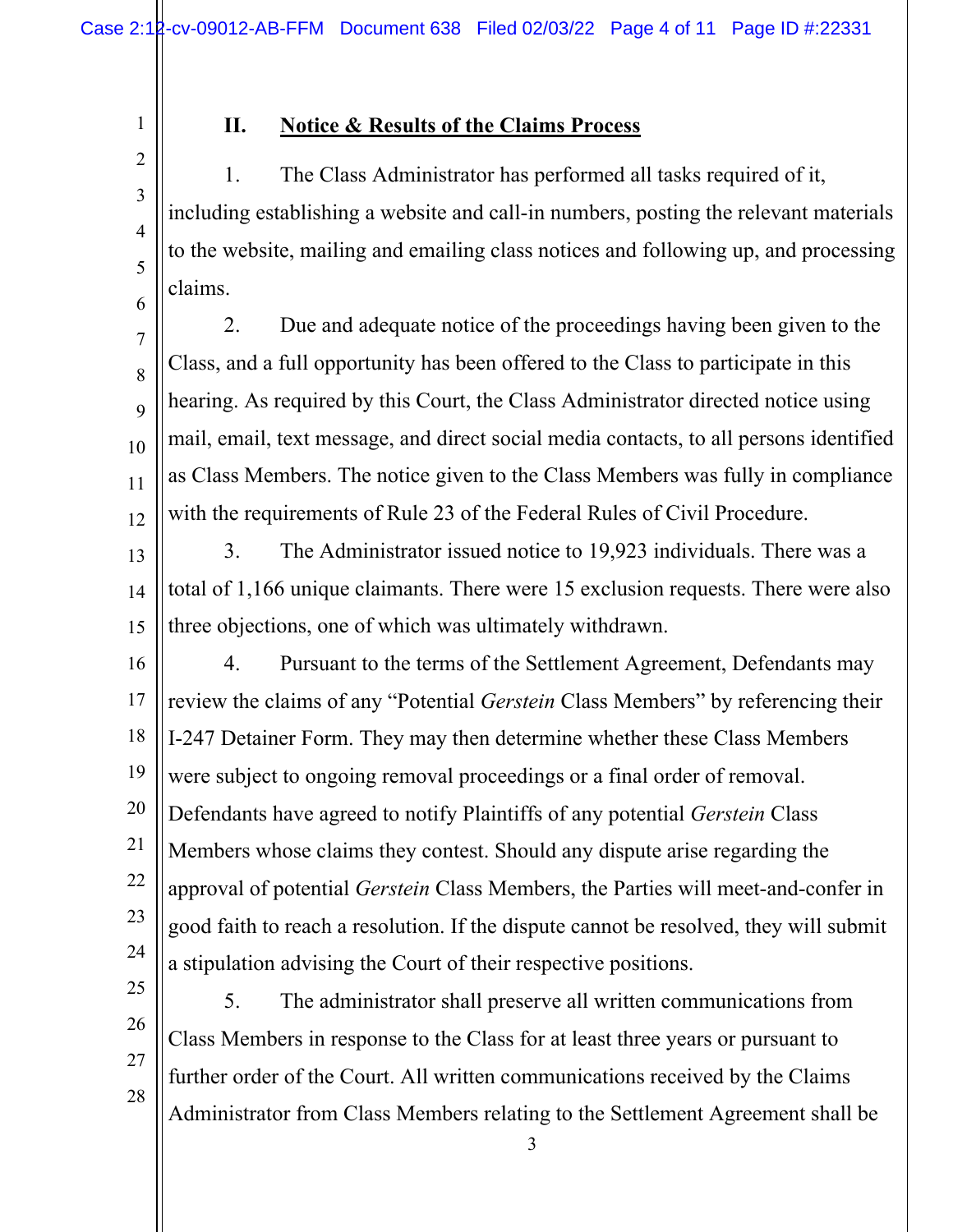## II. Notice & Results of the Claims Process

1. The Class Administrator has performed all tasks required of it, including establishing a website and call-in numbers, posting the relevant materials to the website, mailing and emailing class notices and following up, and processing claims.

2. Due and adequate notice of the proceedings having been given to the Class, and a full opportunity has been offered to the Class to participate in this hearing. As required by this Court, the Class Administrator directed notice using mail, email, text message, and direct social media contacts, to all persons identified as Class Members. The notice given to the Class Members was fully in compliance with the requirements of Rule 23 of the Federal Rules of Civil Procedure.

3. The Administrator issued notice to 19,923 individuals. There was a total of 1,166 unique claimants. There were 15 exclusion requests. There were also three objections, one of which was ultimately withdrawn.

4. Pursuant to the terms of the Settlement Agreement, Defendants may review the claims of any "Potential *Gerstein* Class Members" by referencing their I-247 Detainer Form. They may then determine whether these Class Members were subject to ongoing removal proceedings or a final order of removal. Defendants have agreed to notify Plaintiffs of any potential *Gerstein* Class Members whose claims they contest. Should any dispute arise regarding the approval of potential *Gerstein* Class Members, the Parties will meet-and-confer in good faith to reach a resolution. If the dispute cannot be resolved, they will submit a stipulation advising the Court of their respective positions.

5. The administrator shall preserve all written communications from Class Members in response to the Class for at least three years or pursuant to further order of the Court. All written communications received by the Claims Administrator from Class Members relating to the Settlement Agreement shall be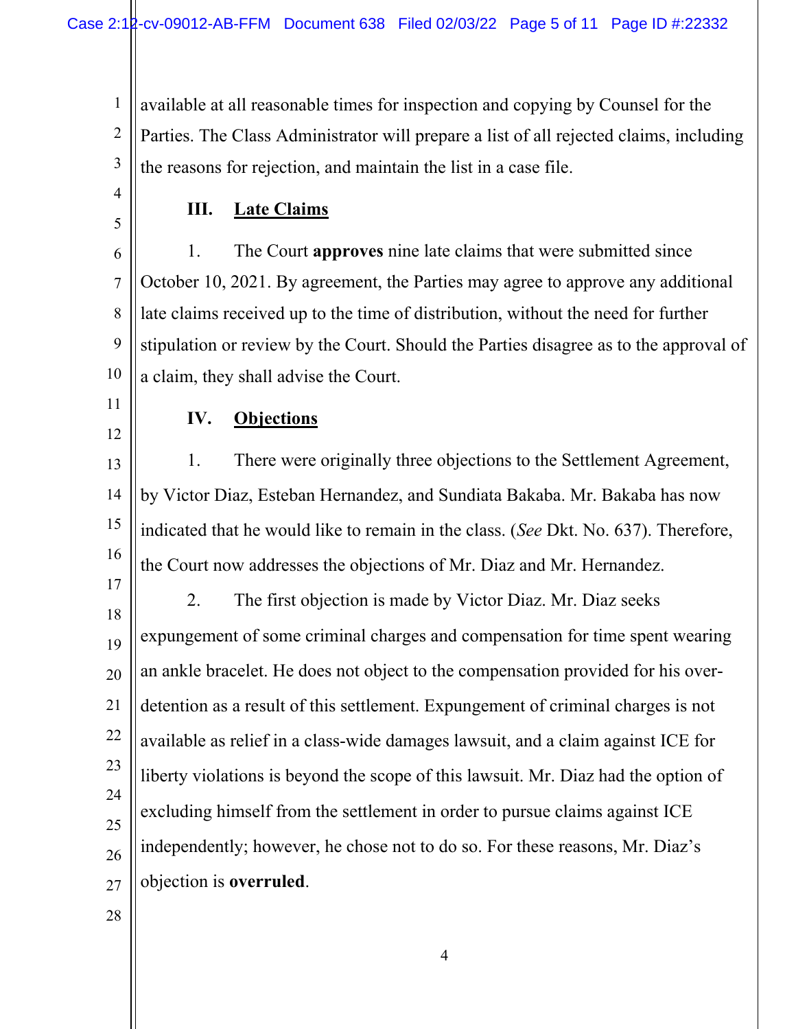available at all reasonable times for inspection and copying by Counsel for the Parties. The Class Administrator will prepare a list of all rejected claims, including the reasons for rejection, and maintain the list in a case file.

## III. Late Claims

1. The Court **approves** nine late claims that were submitted since October 10, 2021. By agreement, the Parties may agree to approve any additional late claims received up to the time of distribution, without the need for further stipulation or review by the Court. Should the Parties disagree as to the approval of a claim, they shall advise the Court.

## IV. Objections

1. There were originally three objections to the Settlement Agreement, by Victor Diaz, Esteban Hernandez, and Sundiata Bakaba. Mr. Bakaba has now indicated that he would like to remain in the class. (*See* Dkt. No. 637). Therefore, the Court now addresses the objections of Mr. Diaz and Mr. Hernandez.

2. The first objection is made by Victor Diaz. Mr. Diaz seeks expungement of some criminal charges and compensation for time spent wearing an ankle bracelet. He does not object to the compensation provided for his over-detention as a result of this settlement. Expungement of criminal charges is not available as relief in a class-wide damages lawsuit, and a claim against ICE for liberty violations is beyond the scope of this lawsuit. Mr. Diaz had the option of excluding himself from the settlement in order to pursue claims against ICE independently; however, he chose not to do so. For these reasons, Mr. Diaz's objection is **overruled**.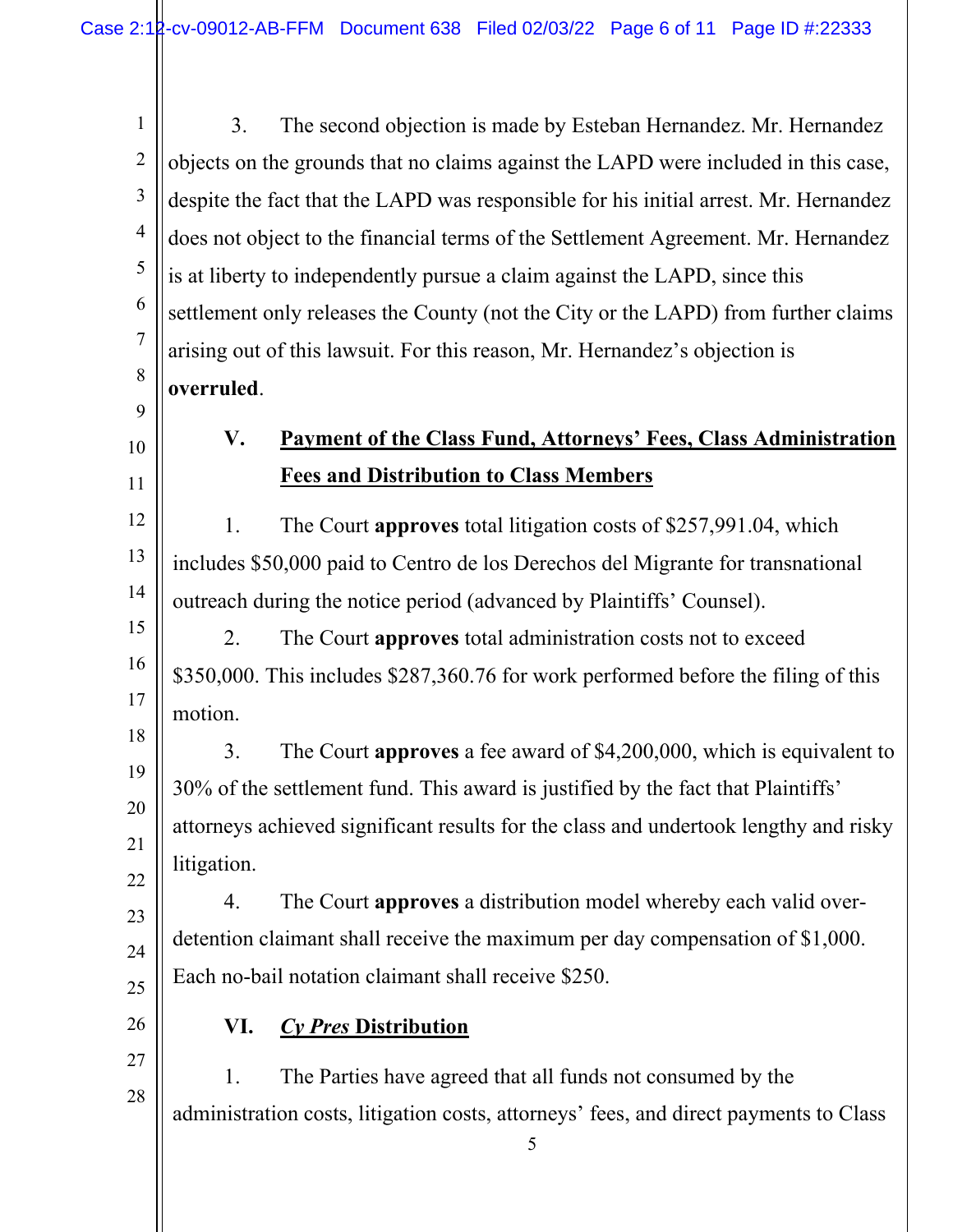3. The second objection is made by Esteban Hernandez. Mr. Hernandez objects on the grounds that no claims against the LAPD were included in this case, despite the fact that the LAPD was responsible for his initial arrest. Mr. Hernandez does not object to the financial terms of the Settlement Agreement. Mr. Hernandez is at liberty to independently pursue a claim against the LAPD, since this settlement only releases the County (not the City or the LAPD) from further claims arising out of this lawsuit. For this reason, Mr. Hernandez's objection is **overruled**.

## V. Payment of the Class Fund, Attorneys' Fees, Class Administration Fees and Distribution to Class Members

1. The Court **approves** total litigation costs of $257,991.04, which includes $50,000 paid to Centro de los Derechos del Migrante for transnational outreach during the notice period (advanced by Plaintiffs' Counsel).

2. The Court **approves** total administration costs not to exceed $350,000. This includes $287,360.76 for work performed before the filing of this motion.

3. The Court **approves** a fee award of $4,200,000, which is equivalent to 30% of the settlement fund. This award is justified by the fact that Plaintiffs' attorneys achieved significant results for the class and undertook lengthy and risky litigation.

4. The Court **approves** a distribution model whereby each valid over-detention claimant shall receive the maximum per day compensation of $1,000. Each no-bail notation claimant shall receive $250.

## VI. *Cy Pres* Distribution

1. The Parties have agreed that all funds not consumed by the administration costs, litigation costs, attorneys' fees, and direct payments to Class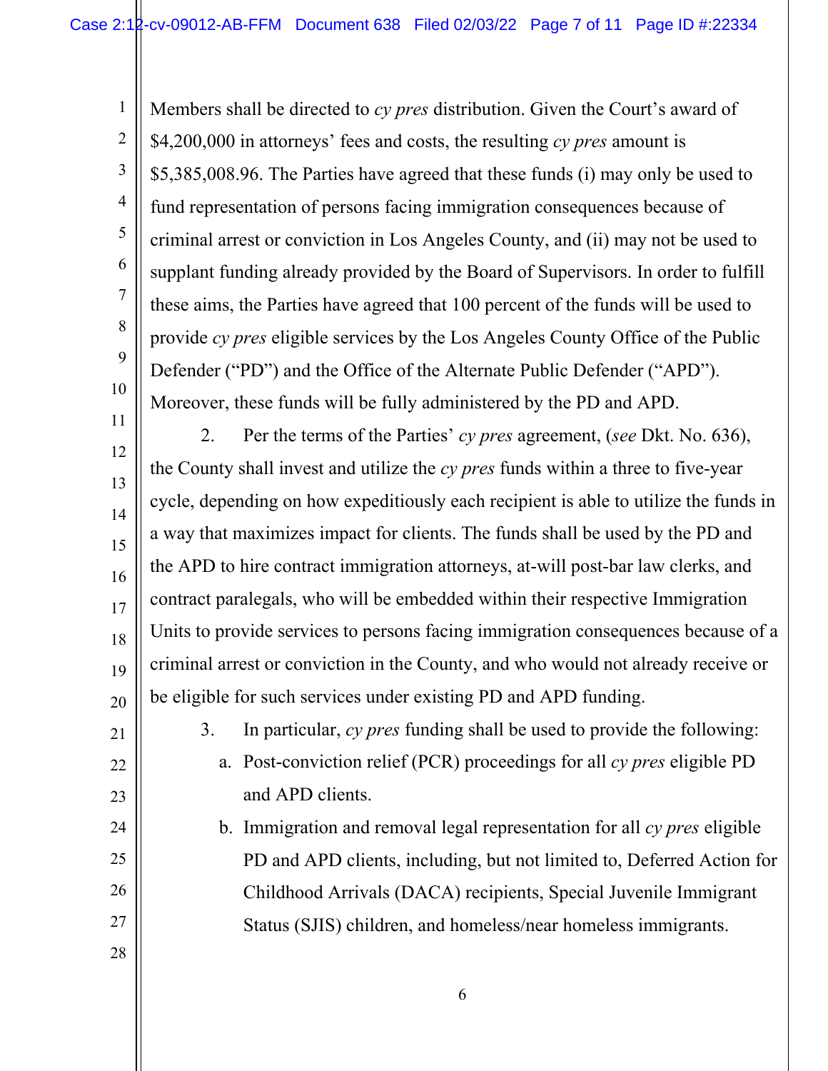Members shall be directed to *cy pres* distribution. Given the Court's award of $4,200,000 in attorneys' fees and costs, the resulting *cy pres* amount is $5,385,008.96. The Parties have agreed that these funds (i) may only be used to fund representation of persons facing immigration consequences because of criminal arrest or conviction in Los Angeles County, and (ii) may not be used to supplant funding already provided by the Board of Supervisors. In order to fulfill these aims, the Parties have agreed that 100 percent of the funds will be used to provide *cy pres* eligible services by the Los Angeles County Office of the Public Defender ("PD") and the Office of the Alternate Public Defender ("APD"). Moreover, these funds will be fully administered by the PD and APD.

2. Per the terms of the Parties' *cy pres* agreement, (*see* Dkt. No. 636), the County shall invest and utilize the *cy pres* funds within a three to five-year cycle, depending on how expeditiously each recipient is able to utilize the funds in a way that maximizes impact for clients. The funds shall be used by the PD and the APD to hire contract immigration attorneys, at-will post-bar law clerks, and contract paralegals, who will be embedded within their respective Immigration Units to provide services to persons facing immigration consequences because of a criminal arrest or conviction in the County, and who would not already receive or be eligible for such services under existing PD and APD funding.

3. In particular, *cy pres* funding shall be used to provide the following:

   a. Post-conviction relief (PCR) proceedings for all *cy pres* eligible PD and APD clients.

   b. Immigration and removal legal representation for all *cy pres* eligible PD and APD clients, including, but not limited to, Deferred Action for Childhood Arrivals (DACA) recipients, Special Juvenile Immigrant Status (SJIS) children, and homeless/near homeless immigrants.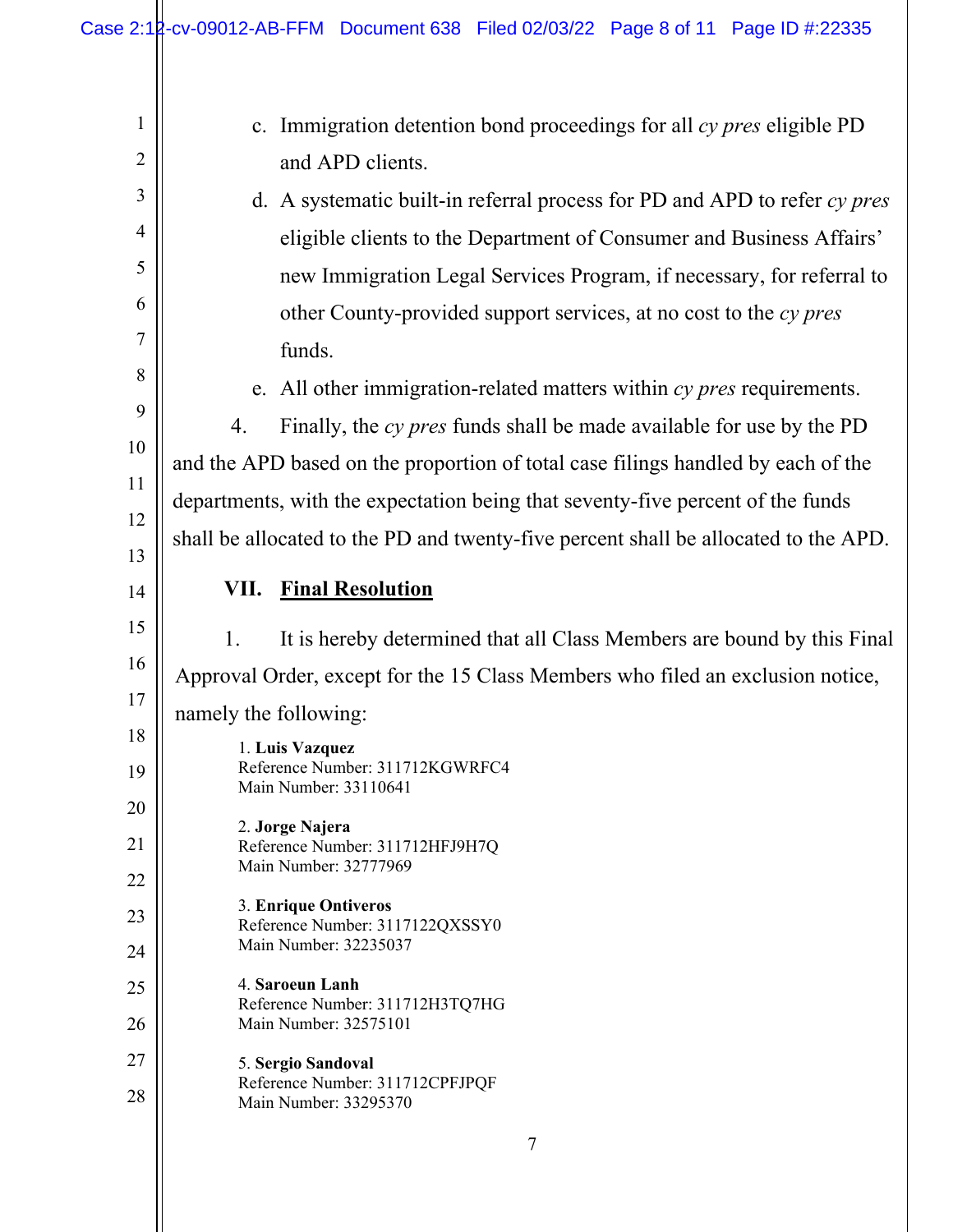c. Immigration detention bond proceedings for all *cy pres* eligible PD and APD clients.

d. A systematic built-in referral process for PD and APD to refer *cy pres* eligible clients to the Department of Consumer and Business Affairs' new Immigration Legal Services Program, if necessary, for referral to other County-provided support services, at no cost to the *cy pres* funds.

e. All other immigration-related matters within *cy pres* requirements.

4. Finally, the *cy pres* funds shall be made available for use by the PD and the APD based on the proportion of total case filings handled by each of the departments, with the expectation being that seventy-five percent of the funds shall be allocated to the PD and twenty-five percent shall be allocated to the APD.

## VII. Final Resolution

1. It is hereby determined that all Class Members are bound by this Final Approval Order, except for the 15 Class Members who filed an exclusion notice, namely the following:

1. **Luis Vazquez**
Reference Number: 311712KGWRFC4
Main Number: 33110641

2. **Jorge Najera**
Reference Number: 311712HFJ9H7Q
Main Number: 32777969

3. **Enrique Ontiveros**
Reference Number: 3117122QXSSY0
Main Number: 32235037

4. **Saroeun Lanh**
Reference Number: 311712H3TQ7HG
Main Number: 32575101

5. **Sergio Sandoval**
Reference Number: 311712CPFJPQF
Main Number: 33295370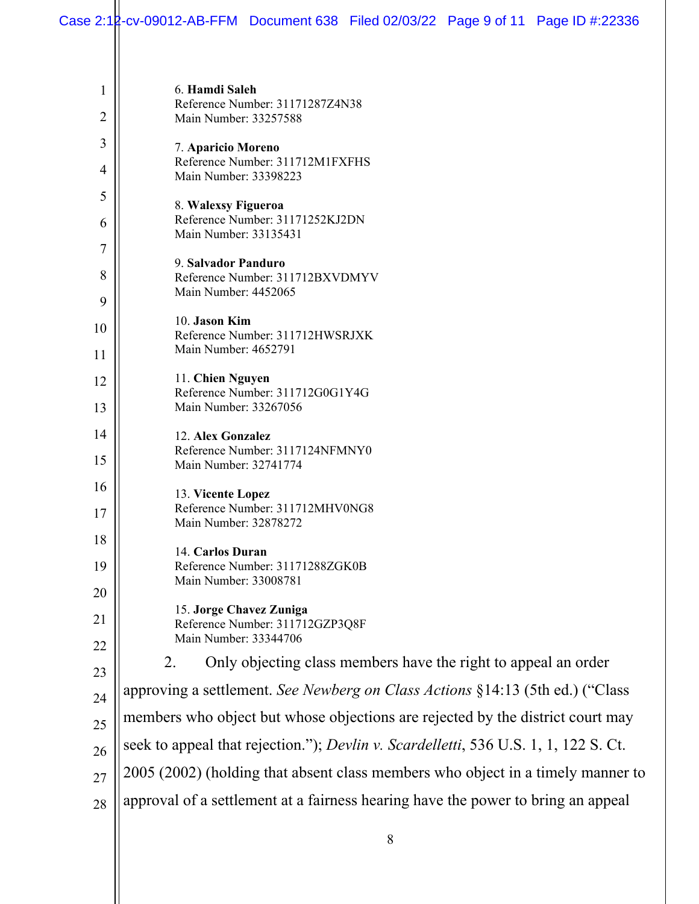6. **Hamdi Saleh**
Reference Number: 31171287Z4N38
Main Number: 33257588

7. **Aparicio Moreno**
Reference Number: 311712M1FXFHS
Main Number: 33398223

8. **Walexsy Figueroa**
Reference Number: 31171252KJ2DN
Main Number: 33135431

9. **Salvador Panduro**
Reference Number: 311712BXVDMYV
Main Number: 4452065

10. **Jason Kim**
Reference Number: 311712HWSRJXK
Main Number: 4652791

11. **Chien Nguyen**
Reference Number: 311712G0G1Y4G
Main Number: 33267056

12. **Alex Gonzalez**
Reference Number: 3117124NFMNY0
Main Number: 32741774

13. **Vicente Lopez**
Reference Number: 311712MHV0NG8
Main Number: 32878272

14. **Carlos Duran**
Reference Number: 31171288ZGK0B
Main Number: 33008781

15. **Jorge Chavez Zuniga**
Reference Number: 311712GZP3Q8F
Main Number: 33344706

2. Only objecting class members have the right to appeal an order approving a settlement. *See Newberg on Class Actions* §14:13 (5th ed.) ("Class members who object but whose objections are rejected by the district court may seek to appeal that rejection."); *Devlin v. Scardelletti*, 536 U.S. 1, 1, 122 S. Ct. 2005 (2002) (holding that absent class members who object in a timely manner to approval of a settlement at a fairness hearing have the power to bring an appeal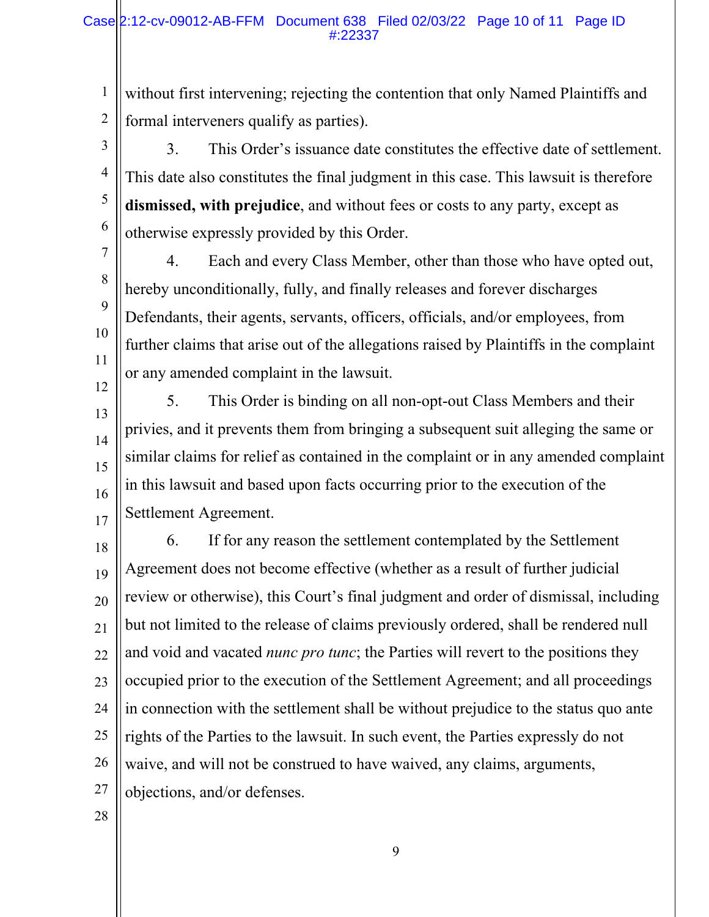without first intervening; rejecting the contention that only Named Plaintiffs and formal interveners qualify as parties).

3. This Order's issuance date constitutes the effective date of settlement. This date also constitutes the final judgment in this case. This lawsuit is therefore **dismissed, with prejudice**, and without fees or costs to any party, except as otherwise expressly provided by this Order.

4. Each and every Class Member, other than those who have opted out, hereby unconditionally, fully, and finally releases and forever discharges Defendants, their agents, servants, officers, officials, and/or employees, from further claims that arise out of the allegations raised by Plaintiffs in the complaint or any amended complaint in the lawsuit.

5. This Order is binding on all non-opt-out Class Members and their privies, and it prevents them from bringing a subsequent suit alleging the same or similar claims for relief as contained in the complaint or in any amended complaint in this lawsuit and based upon facts occurring prior to the execution of the Settlement Agreement.

6. If for any reason the settlement contemplated by the Settlement Agreement does not become effective (whether as a result of further judicial review or otherwise), this Court's final judgment and order of dismissal, including but not limited to the release of claims previously ordered, shall be rendered null and void and vacated *nunc pro tunc*; the Parties will revert to the positions they occupied prior to the execution of the Settlement Agreement; and all proceedings in connection with the settlement shall be without prejudice to the status quo ante rights of the Parties to the lawsuit. In such event, the Parties expressly do not waive, and will not be construed to have waived, any claims, arguments, objections, and/or defenses.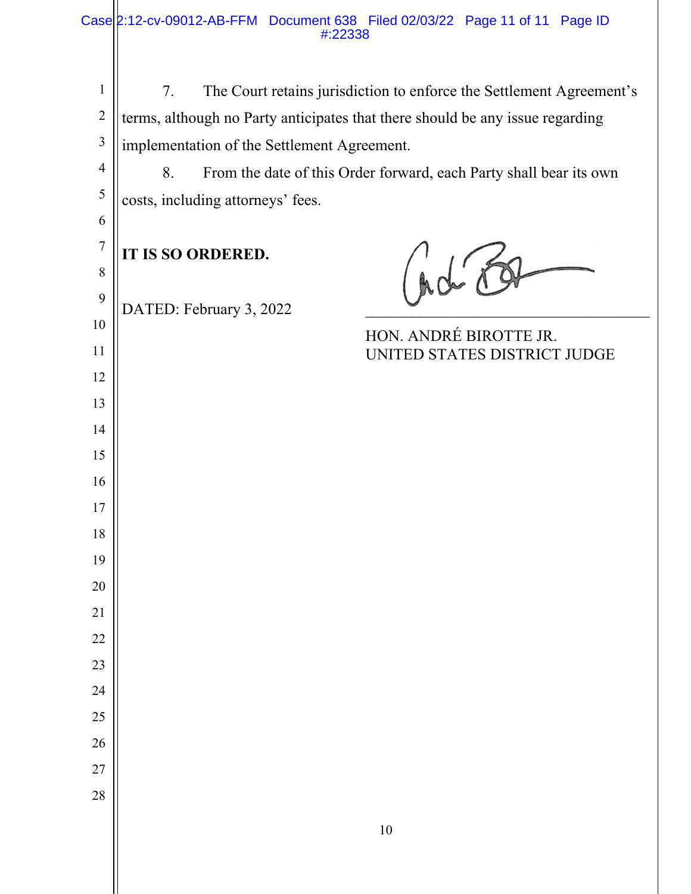7. The Court retains jurisdiction to enforce the Settlement Agreement's terms, although no Party anticipates that there should be any issue regarding implementation of the Settlement Agreement.

8. From the date of this Order forward, each Party shall bear its own costs, including attorneys' fees.

**IT IS SO ORDERED.**

DATED: February 3, 2022

HON. ANDRÉ BIROTTE JR.
UNITED STATES DISTRICT JUDGE